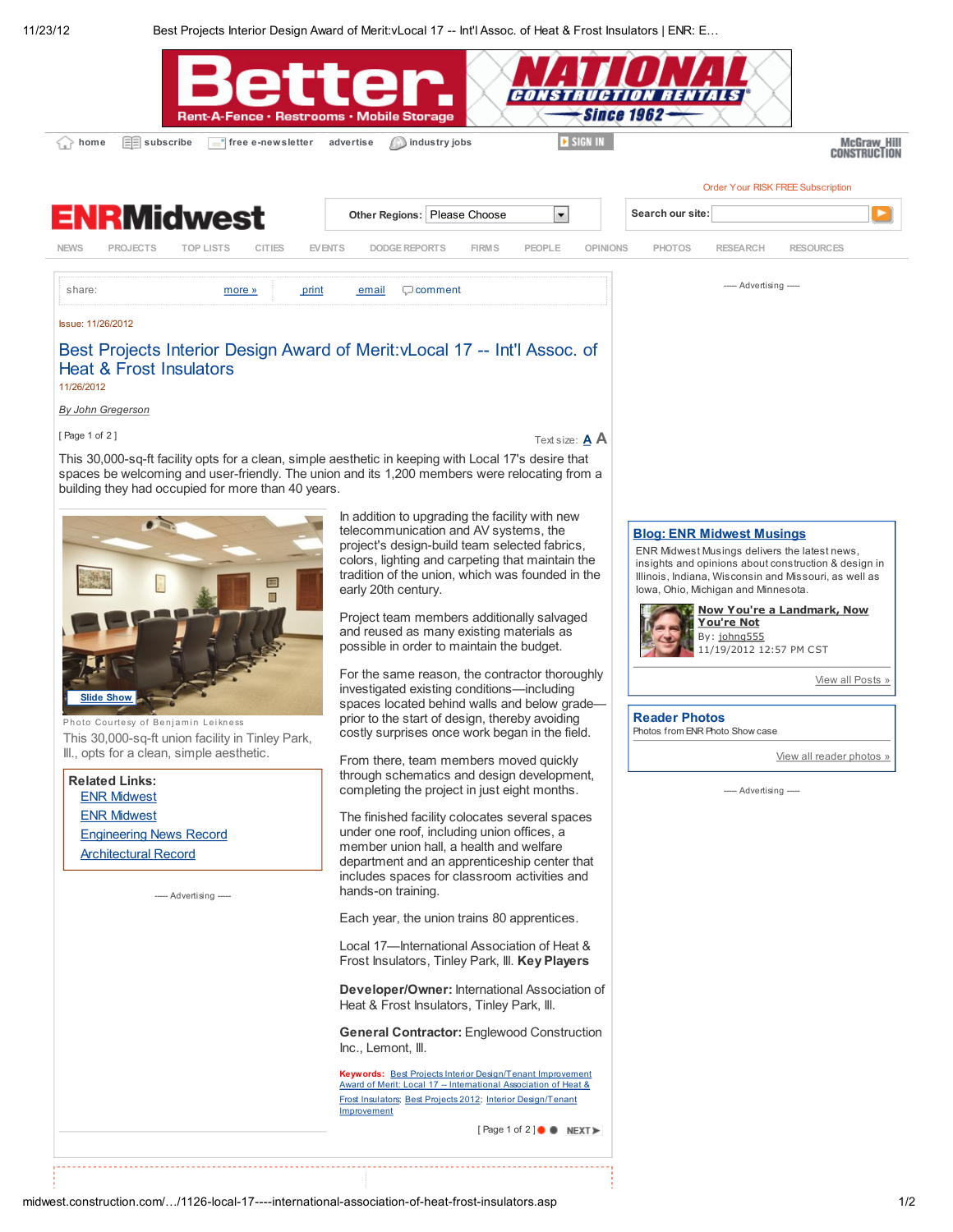Issue: 11/26/2012

# Best Projects Interior Design Award of Merit:vLocal 17 -- Int'l Assoc. of Heat & Frost Insulators

11/26/2012

*By John Gregerson*

[ Page 1 of 2 ]

This 30,000-sq-ft facility opts for a clean, simple aesthetic in keeping with Local 17's desire that spaces be welcoming and user-friendly. The union and its 1,200 members were relocating from a building they had occupied for more than 40 years.

Photo Courtesy of Benjamin Leikness

This 30,000-sq-ft union facility in Tinley Park, Ill., opts for a clean, simple aesthetic.

In addition to upgrading the facility with new telecommunication and AV systems, the project's design-build team selected fabrics, colors, lighting and carpeting that maintain the tradition of the union, which was founded in the early 20th century.

Project team members additionally salvaged and reused as many existing materials as possible in order to maintain the budget.

For the same reason, the contractor thoroughly investigated existing conditions—including spaces located behind walls and below grade—prior to the start of design, thereby avoiding costly surprises once work began in the field.

From there, team members moved quickly through schematics and design development, completing the project in just eight months.

The finished facility colocates several spaces under one roof, including union offices, a member union hall, a health and welfare department and an apprenticeship center that includes spaces for classroom activities and hands-on training.

Each year, the union trains 80 apprentices.

Local 17—International Association of Heat & Frost Insulators, Tinley Park, Ill. **Key Players**

**Developer/Owner:** International Association of Heat & Frost Insulators, Tinley Park, Ill.

**General Contractor:** Englewood Construction Inc., Lemont, Ill.

**Keywords:** Best Projects Interior Design/Tenant Improvement Award of Merit: Local 17 -- International Association of Heat & Frost Insulators; Best Projects 2012; Interior Design/Tenant Improvement

[ Page 1 of 2 ]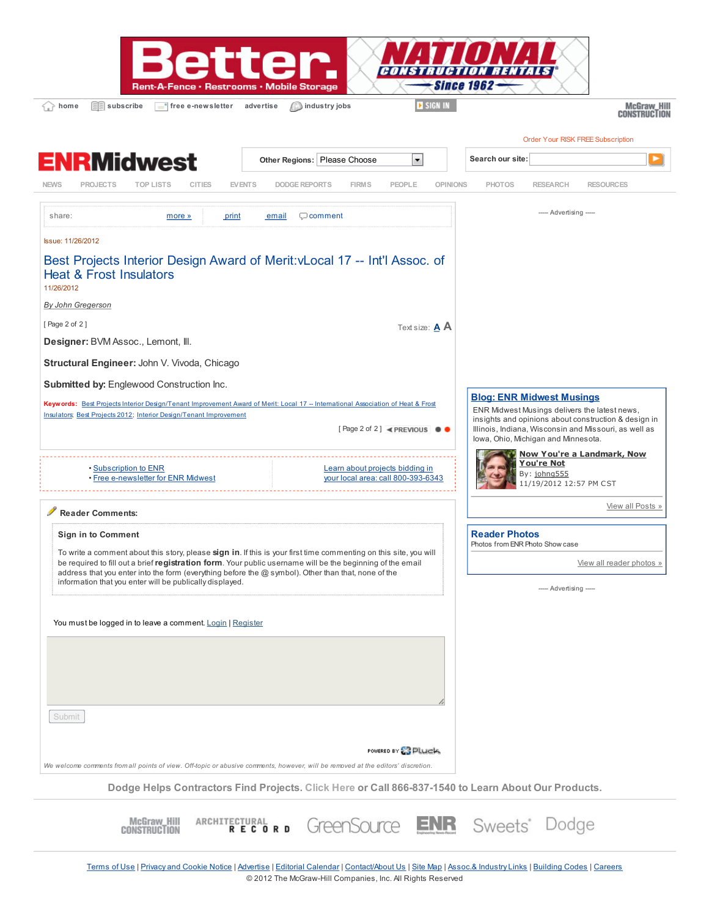home | subscribe | free e-newsletter | advertise | industry jobs

Order Your RISK FREE Subscription

# ENRMidwest

Other Regions: Please Choose

Search our site:

NEWS | PROJECTS | TOP LISTS | CITIES | EVENTS | DODGE REPORTS | FIRMS | PEOPLE | OPINIONS | PHOTOS | RESEARCH | RESOURCES

share: more » print email comment

Issue: 11/26/2012

## Best Projects Interior Design Award of Merit:vLocal 17 -- Int'l Assoc. of Heat & Frost Insulators

11/26/2012

*By John Gregerson*

[ Page 2 of 2 ]

Text size: A A

**Designer:** BVM Assoc., Lemont, Ill.

**Structural Engineer:** John V. Vivoda, Chicago

**Submitted by:** Englewood Construction Inc.

**Keywords:** Best Projects Interior Design/Tenant Improvement Award of Merit: Local 17 -- International Association of Heat & Frost Insulators; Best Projects 2012; Interior Design/Tenant Improvement

[ Page 2 of 2 ] PREVIOUS

- Subscription to ENR
- Free e-newsletter for ENR Midwest

Learn about projects bidding in your local area: call 800-393-6343

### Reader Comments:

**Sign in to Comment**

To write a comment about this story, please **sign in**. If this is your first time commenting on this site, you will be required to fill out a brief **registration form**. Your public username will be the beginning of the email address that you enter into the form (everything before the @ symbol). Other than that, none of the information that you enter will be publically displayed.

You must be logged in to leave a comment. Login | Register

Submit

POWERED BY Pluck

*We welcome comments from all points of view. Off-topic or abusive comments, however, will be removed at the editors' discretion.*

---- Advertising ----

### Blog: ENR Midwest Musings

ENR Midwest Musings delivers the latest news, insights and opinions about construction & design in Illinois, Indiana, Wisconsin and Missouri, as well as Iowa, Ohio, Michigan and Minnesota.

**Now You're a Landmark, Now You're Not**
By: johng555
11/19/2012 12:57 PM CST

View all Posts »

### Reader Photos

Photos from ENR Photo Showcase

View all reader photos »

---- Advertising ----

Dodge Helps Contractors Find Projects. Click Here or Call 866-837-1540 to Learn About Our Products.

McGraw_Hill CONSTRUCTION | ARCHITECTURAL RECORD | GreenSource | ENR | Sweets | Dodge

Terms of Use | Privacy and Cookie Notice | Advertise | Editorial Calendar | Contact/About Us | Site Map | Assoc.& Industry Links | Building Codes | Careers

© 2012 The McGraw-Hill Companies, Inc. All Rights Reserved